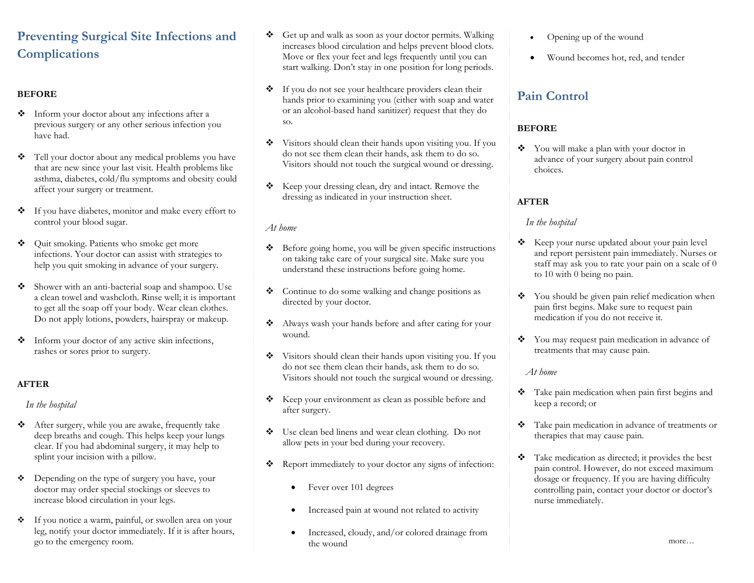## Preventing Surgical Site Infections and Complications

**BEFORE**

- Inform your doctor about any infections after a previous surgery or any other serious infection you have had.
- Tell your doctor about any medical problems you have that are new since your last visit. Health problems like asthma, diabetes, cold/flu symptoms and obesity could affect your surgery or treatment.
- If you have diabetes, monitor and make every effort to control your blood sugar.
- Quit smoking. Patients who smoke get more infections. Your doctor can assist with strategies to help you quit smoking in advance of your surgery.
- Shower with an anti-bacterial soap and shampoo. Use a clean towel and washcloth. Rinse well; it is important to get all the soap off your body. Wear clean clothes. Do not apply lotions, powders, hairspray or makeup.
- Inform your doctor of any active skin infections, rashes or sores prior to surgery.

**AFTER**

*In the hospital*

- After surgery, while you are awake, frequently take deep breaths and cough. This helps keep your lungs clear. If you had abdominal surgery, it may help to splint your incision with a pillow.
- Depending on the type of surgery you have, your doctor may order special stockings or sleeves to increase blood circulation in your legs.
- If you notice a warm, painful, or swollen area on your leg, notify your doctor immediately. If it is after hours, go to the emergency room.
- Get up and walk as soon as your doctor permits. Walking increases blood circulation and helps prevent blood clots. Move or flex your feet and legs frequently until you can start walking. Don't stay in one position for long periods.
- If you do not see your healthcare providers clean their hands prior to examining you (either with soap and water or an alcohol-based hand sanitizer) request that they do so.
- Visitors should clean their hands upon visiting you. If you do not see them clean their hands, ask them to do so. Visitors should not touch the surgical wound or dressing.
- Keep your dressing clean, dry and intact. Remove the dressing as indicated in your instruction sheet.

*At home*

- Before going home, you will be given specific instructions on taking take care of your surgical site. Make sure you understand these instructions before going home.
- Continue to do some walking and change positions as directed by your doctor.
- Always wash your hands before and after caring for your wound.
- Visitors should clean their hands upon visiting you. If you do not see them clean their hands, ask them to do so. Visitors should not touch the surgical wound or dressing.
- Keep your environment as clean as possible before and after surgery.
- Use clean bed linens and wear clean clothing. Do not allow pets in your bed during your recovery.
- Report immediately to your doctor any signs of infection:
  - Fever over 101 degrees
  - Increased pain at wound not related to activity
  - Increased, cloudy, and/or colored drainage from the wound
  - Opening up of the wound
  - Wound becomes hot, red, and tender

## Pain Control

**BEFORE**

- You will make a plan with your doctor in advance of your surgery about pain control choices.

**AFTER**

*In the hospital*

- Keep your nurse updated about your pain level and report persistent pain immediately. Nurses or staff may ask you to rate your pain on a scale of 0 to 10 with 0 being no pain.
- You should be given pain relief medication when pain first begins. Make sure to request pain medication if you do not receive it.
- You may request pain medication in advance of treatments that may cause pain.

*At home*

- Take pain medication when pain first begins and keep a record; or
- Take pain medication in advance of treatments or therapies that may cause pain.
- Take medication as directed; it provides the best pain control. However, do not exceed maximum dosage or frequency. If you are having difficulty controlling pain, contact your doctor or doctor's nurse immediately.

more…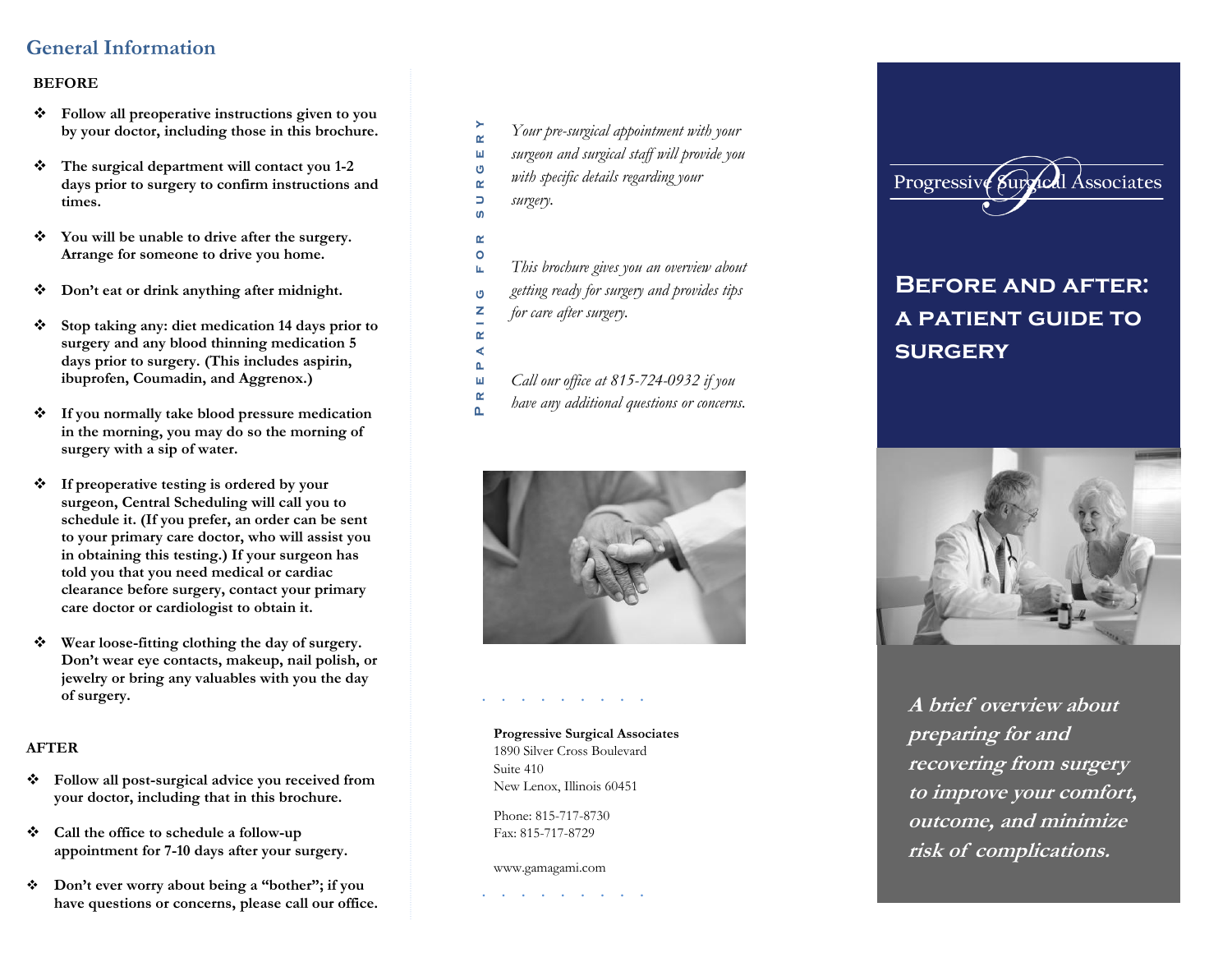## General Information

**BEFORE**

- **Follow all preoperative instructions given to you by your doctor, including those in this brochure.**
- **The surgical department will contact you 1-2 days prior to surgery to confirm instructions and times.**
- **You will be unable to drive after the surgery. Arrange for someone to drive you home.**
- **Don't eat or drink anything after midnight.**
- **Stop taking any: diet medication 14 days prior to surgery and any blood thinning medication 5 days prior to surgery. (This includes aspirin, ibuprofen, Coumadin, and Aggrenox.)**
- **If you normally take blood pressure medication in the morning, you may do so the morning of surgery with a sip of water.**
- **If preoperative testing is ordered by your surgeon, Central Scheduling will call you to schedule it. (If you prefer, an order can be sent to your primary care doctor, who will assist you in obtaining this testing.) If your surgeon has told you that you need medical or cardiac clearance before surgery, contact your primary care doctor or cardiologist to obtain it.**
- **Wear loose-fitting clothing the day of surgery. Don't wear eye contacts, makeup, nail polish, or jewelry or bring any valuables with you the day of surgery.**

**AFTER**

- **Follow all post-surgical advice you received from your doctor, including that in this brochure.**
- **Call the office to schedule a follow-up appointment for 7-10 days after your surgery.**
- **Don't ever worry about being a "bother"; if you have questions or concerns, please call our office.**

PREPARING FOR SURGERY

*Your pre-surgical appointment with your surgeon and surgical staff will provide you with specific details regarding your surgery.*

*This brochure gives you an overview about getting ready for surgery and provides tips for care after surgery.*

*Call our office at 815-724-0932 if you have any additional questions or concerns.*

**Progressive Surgical Associates**
1890 Silver Cross Boulevard
Suite 410
New Lenox, Illinois 60451

Phone: 815-717-8730
Fax: 815-717-8729

www.gamagami.com

Progressive Surgical Associates

# BEFORE AND AFTER: A PATIENT GUIDE TO SURGERY

***A brief overview about preparing for and recovering from surgery to improve your comfort, outcome, and minimize risk of complications.***